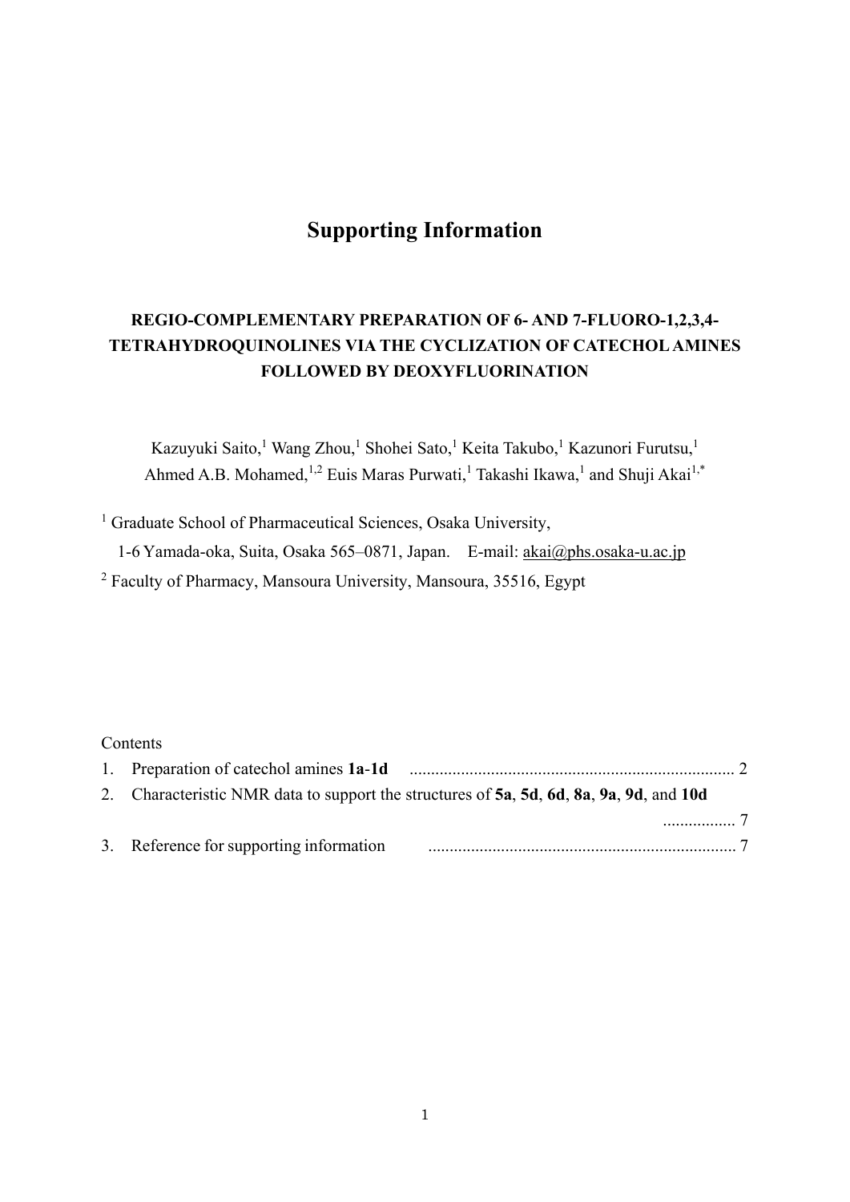# Supporting Information

## REGIO-COMPLEMENTARY PREPARATION OF 6- AND 7-FLUORO-1,2,3,4-TETRAHYDROQUINOLINES VIA THE CYCLIZATION OF CATECHOL AMINES FOLLOWED BY DEOXYFLUORINATION

Kazuyuki Saito,[1] Wang Zhou,[1] Shohei Sato,[1] Keita Takubo,[1] Kazunori Furutsu,[1] Ahmed A.B. Mohamed,[1,2] Euis Maras Purwati,[1] Takashi Ikawa,[1] and Shuji Akai[1,*]

[1] Graduate School of Pharmaceutical Sciences, Osaka University, 1-6 Yamada-oka, Suita, Osaka 565–0871, Japan. E-mail: akai@phs.osaka-u.ac.jp

[2] Faculty of Pharmacy, Mansoura University, Mansoura, 35516, Egypt

Contents

1. Preparation of catechol amines **1a**-**1d** ........................................................................... 2
2. Characteristic NMR data to support the structures of **5a**, **5d**, **6d**, **8a**, **9a**, **9d**, and **10d** ................. 7
3. Reference for supporting information ....................................................................... 7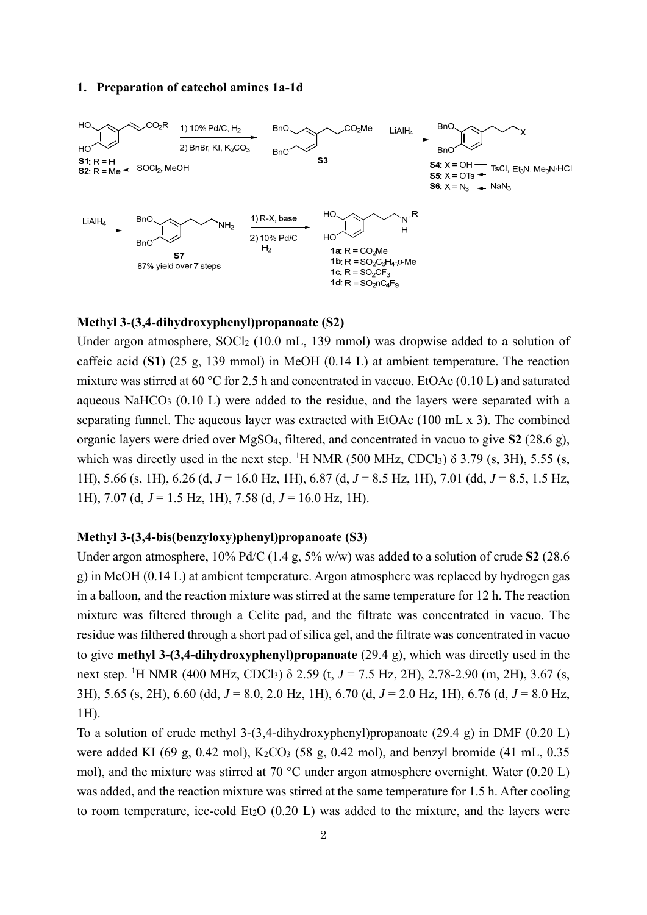## 1. Preparation of catechol amines 1a-1d

**Methyl 3-(3,4-dihydroxyphenyl)propanoate (S2)**

Under argon atmosphere, $SOCl_2$ (10.0 mL, 139 mmol) was dropwise added to a solution of caffeic acid (**S1**) (25 g, 139 mmol) in MeOH (0.14 L) at ambient temperature. The reaction mixture was stirred at 60 °C for 2.5 h and concentrated in vaccuo. EtOAc (0.10 L) and saturated aqueous $NaHCO_3$ (0.10 L) were added to the residue, and the layers were separated with a separating funnel. The aqueous layer was extracted with EtOAc (100 mL x 3). The combined organic layers were dried over $MgSO_4$, filtered, and concentrated in vacuo to give **S2** (28.6 g), which was directly used in the next step. $^1$H NMR (500 MHz, $CDCl_3$) δ 3.79 (s, 3H), 5.55 (s, 1H), 5.66 (s, 1H), 6.26 (d, *J* = 16.0 Hz, 1H), 6.87 (d, *J* = 8.5 Hz, 1H), 7.01 (dd, *J* = 8.5, 1.5 Hz, 1H), 7.07 (d, *J* = 1.5 Hz, 1H), 7.58 (d, *J* = 16.0 Hz, 1H).

**Methyl 3-(3,4-bis(benzyloxy)phenyl)propanoate (S3)**

Under argon atmosphere, 10% Pd/C (1.4 g, 5% w/w) was added to a solution of crude **S2** (28.6 g) in MeOH (0.14 L) at ambient temperature. Argon atmosphere was replaced by hydrogen gas in a balloon, and the reaction mixture was stirred at the same temperature for 12 h. The reaction mixture was filtered through a Celite pad, and the filtrate was concentrated in vacuo. The residue was filthered through a short pad of silica gel, and the filtrate was concentrated in vacuo to give **methyl 3-(3,4-dihydroxyphenyl)propanoate** (29.4 g), which was directly used in the next step. $^1$H NMR (400 MHz, $CDCl_3$) δ 2.59 (t, *J* = 7.5 Hz, 2H), 2.78-2.90 (m, 2H), 3.67 (s, 3H), 5.65 (s, 2H), 6.60 (dd, *J* = 8.0, 2.0 Hz, 1H), 6.70 (d, *J* = 2.0 Hz, 1H), 6.76 (d, *J* = 8.0 Hz, 1H).

To a solution of crude methyl 3-(3,4-dihydroxyphenyl)propanoate (29.4 g) in DMF (0.20 L) were added KI (69 g, 0.42 mol), $K_2CO_3$ (58 g, 0.42 mol), and benzyl bromide (41 mL, 0.35 mol), and the mixture was stirred at 70 °C under argon atmosphere overnight. Water (0.20 L) was added, and the reaction mixture was stirred at the same temperature for 1.5 h. After cooling to room temperature, ice-cold $Et_2O$ (0.20 L) was added to the mixture, and the layers were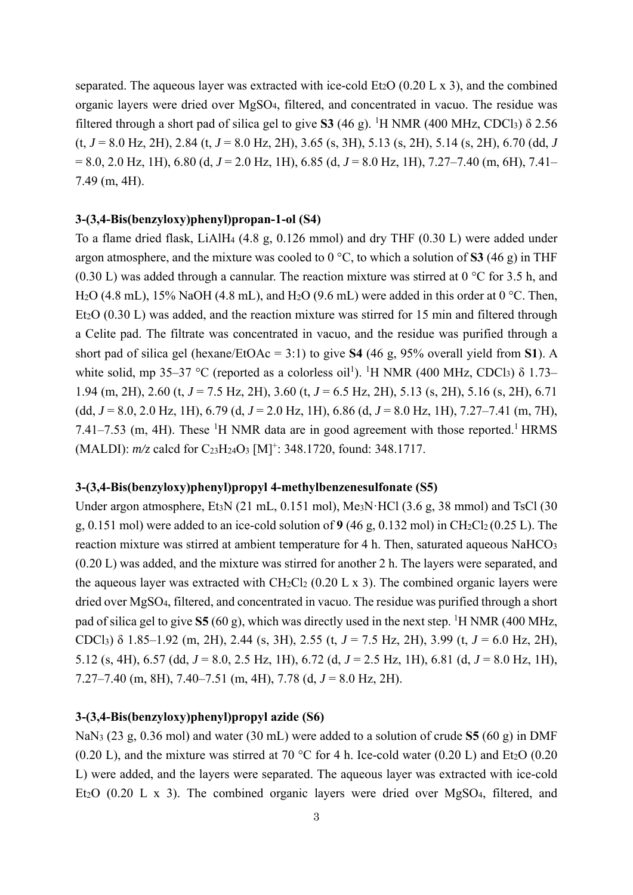separated. The aqueous layer was extracted with ice-cold $Et_2O$ (0.20 L x 3), and the combined organic layers were dried over $MgSO_4$, filtered, and concentrated in vacuo. The residue was filtered through a short pad of silica gel to give **S3** (46 g). $^1$H NMR (400 MHz, $CDCl_3$) δ 2.56 (t, *J* = 8.0 Hz, 2H), 2.84 (t, *J* = 8.0 Hz, 2H), 3.65 (s, 3H), 5.13 (s, 2H), 5.14 (s, 2H), 6.70 (dd, *J* = 8.0, 2.0 Hz, 1H), 6.80 (d, *J* = 2.0 Hz, 1H), 6.85 (d, *J* = 8.0 Hz, 1H), 7.27–7.40 (m, 6H), 7.41–7.49 (m, 4H).

### 3-(3,4-Bis(benzyloxy)phenyl)propan-1-ol (S4)

To a flame dried flask, $LiAlH_4$ (4.8 g, 0.126 mmol) and dry THF (0.30 L) were added under argon atmosphere, and the mixture was cooled to 0 °C, to which a solution of **S3** (46 g) in THF (0.30 L) was added through a cannular. The reaction mixture was stirred at 0 °C for 3.5 h, and $H_2O$ (4.8 mL), 15% NaOH (4.8 mL), and $H_2O$ (9.6 mL) were added in this order at 0 °C. Then, $Et_2O$ (0.30 L) was added, and the reaction mixture was stirred for 15 min and filtered through a Celite pad. The filtrate was concentrated in vacuo, and the residue was purified through a short pad of silica gel (hexane/EtOAc = 3:1) to give **S4** (46 g, 95% overall yield from **S1**). A white solid, mp 35–37 °C (reported as a colorless oil[1]). $^1$H NMR (400 MHz, $CDCl_3$) δ 1.73–1.94 (m, 2H), 2.60 (t, *J* = 7.5 Hz, 2H), 3.60 (t, *J* = 6.5 Hz, 2H), 5.13 (s, 2H), 5.16 (s, 2H), 6.71 (dd, *J* = 8.0, 2.0 Hz, 1H), 6.79 (d, *J* = 2.0 Hz, 1H), 6.86 (d, *J* = 8.0 Hz, 1H), 7.27–7.41 (m, 7H), 7.41–7.53 (m, 4H). These $^1$H NMR data are in good agreement with those reported.[1] HRMS (MALDI): *m/z* calcd for $C_{23}H_{24}O_3$ $[M]^+$: 348.1720, found: 348.1717.

### 3-(3,4-Bis(benzyloxy)phenyl)propyl 4-methylbenzenesulfonate (S5)

Under argon atmosphere, $Et_3N$ (21 mL, 0.151 mol), $Me_3N{\cdot}HCl$ (3.6 g, 38 mmol) and TsCl (30 g, 0.151 mol) were added to an ice-cold solution of **9** (46 g, 0.132 mol) in $CH_2Cl_2$ (0.25 L). The reaction mixture was stirred at ambient temperature for 4 h. Then, saturated aqueous $NaHCO_3$ (0.20 L) was added, and the mixture was stirred for another 2 h. The layers were separated, and the aqueous layer was extracted with $CH_2Cl_2$ (0.20 L x 3). The combined organic layers were dried over $MgSO_4$, filtered, and concentrated in vacuo. The residue was purified through a short pad of silica gel to give **S5** (60 g), which was directly used in the next step. $^1$H NMR (400 MHz, $CDCl_3$) δ 1.85–1.92 (m, 2H), 2.44 (s, 3H), 2.55 (t, *J* = 7.5 Hz, 2H), 3.99 (t, *J* = 6.0 Hz, 2H), 5.12 (s, 4H), 6.57 (dd, *J* = 8.0, 2.5 Hz, 1H), 6.72 (d, *J* = 2.5 Hz, 1H), 6.81 (d, *J* = 8.0 Hz, 1H), 7.27–7.40 (m, 8H), 7.40–7.51 (m, 4H), 7.78 (d, *J* = 8.0 Hz, 2H).

### 3-(3,4-Bis(benzyloxy)phenyl)propyl azide (S6)

$NaN_3$ (23 g, 0.36 mol) and water (30 mL) were added to a solution of crude **S5** (60 g) in DMF (0.20 L), and the mixture was stirred at 70 °C for 4 h. Ice-cold water (0.20 L) and $Et_2O$ (0.20 L) were added, and the layers were separated. The aqueous layer was extracted with ice-cold $Et_2O$ (0.20 L x 3). The combined organic layers were dried over $MgSO_4$, filtered, and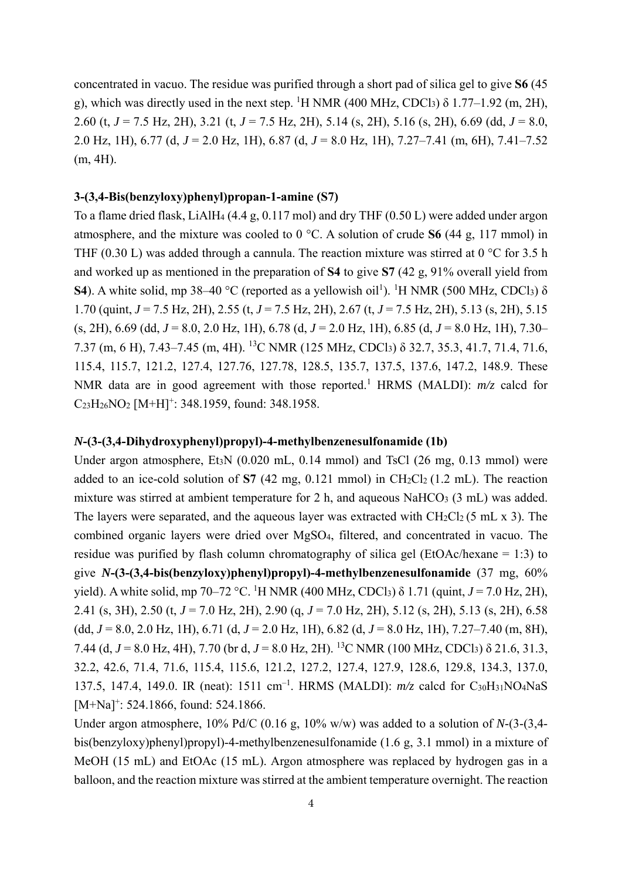concentrated in vacuo. The residue was purified through a short pad of silica gel to give **S6** (45 g), which was directly used in the next step. $^1$H NMR (400 MHz, $CDCl_3$) δ 1.77–1.92 (m, 2H), 2.60 (t, *J* = 7.5 Hz, 2H), 3.21 (t, *J* = 7.5 Hz, 2H), 5.14 (s, 2H), 5.16 (s, 2H), 6.69 (dd, *J* = 8.0, 2.0 Hz, 1H), 6.77 (d, *J* = 2.0 Hz, 1H), 6.87 (d, *J* = 8.0 Hz, 1H), 7.27–7.41 (m, 6H), 7.41–7.52 (m, 4H).

### 3-(3,4-Bis(benzyloxy)phenyl)propan-1-amine (S7)

To a flame dried flask, $LiAlH_4$ (4.4 g, 0.117 mol) and dry THF (0.50 L) were added under argon atmosphere, and the mixture was cooled to 0 °C. A solution of crude **S6** (44 g, 117 mmol) in THF (0.30 L) was added through a cannula. The reaction mixture was stirred at 0 °C for 3.5 h and worked up as mentioned in the preparation of **S4** to give **S7** (42 g, 91% overall yield from **S4**). A white solid, mp 38–40 °C (reported as a yellowish oil[1]). $^1$H NMR (500 MHz, $CDCl_3$) δ 1.70 (quint, *J* = 7.5 Hz, 2H), 2.55 (t, *J* = 7.5 Hz, 2H), 2.67 (t, *J* = 7.5 Hz, 2H), 5.13 (s, 2H), 5.15 (s, 2H), 6.69 (dd, *J* = 8.0, 2.0 Hz, 1H), 6.78 (d, *J* = 2.0 Hz, 1H), 6.85 (d, *J* = 8.0 Hz, 1H), 7.30–7.37 (m, 6 H), 7.43–7.45 (m, 4H). $^{13}$C NMR (125 MHz, $CDCl_3$) δ 32.7, 35.3, 41.7, 71.4, 71.6, 115.4, 115.7, 121.2, 127.4, 127.76, 127.78, 128.5, 135.7, 137.5, 137.6, 147.2, 148.9. These NMR data are in good agreement with those reported.[1] HRMS (MALDI): *m/z* calcd for $C_{23}H_{26}NO_2$ $[M+H]^+$: 348.1959, found: 348.1958.

### *N*-(3-(3,4-Dihydroxyphenyl)propyl)-4-methylbenzenesulfonamide (1b)

Under argon atmosphere, $Et_3N$ (0.020 mL, 0.14 mmol) and TsCl (26 mg, 0.13 mmol) were added to an ice-cold solution of **S7** (42 mg, 0.121 mmol) in $CH_2Cl_2$ (1.2 mL). The reaction mixture was stirred at ambient temperature for 2 h, and aqueous $NaHCO_3$ (3 mL) was added. The layers were separated, and the aqueous layer was extracted with $CH_2Cl_2$ (5 mL x 3). The combined organic layers were dried over $MgSO_4$, filtered, and concentrated in vacuo. The residue was purified by flash column chromatography of silica gel (EtOAc/hexane = 1:3) to give ***N*-(3-(3,4-bis(benzyloxy)phenyl)propyl)-4-methylbenzenesulfonamide** (37 mg, 60% yield). A white solid, mp 70–72 °C. $^1$H NMR (400 MHz, $CDCl_3$) δ 1.71 (quint, *J* = 7.0 Hz, 2H), 2.41 (s, 3H), 2.50 (t, *J* = 7.0 Hz, 2H), 2.90 (q, *J* = 7.0 Hz, 2H), 5.12 (s, 2H), 5.13 (s, 2H), 6.58 (dd, *J* = 8.0, 2.0 Hz, 1H), 6.71 (d, *J* = 2.0 Hz, 1H), 6.82 (d, *J* = 8.0 Hz, 1H), 7.27–7.40 (m, 8H), 7.44 (d, *J* = 8.0 Hz, 4H), 7.70 (br d, *J* = 8.0 Hz, 2H). $^{13}$C NMR (100 MHz, $CDCl_3$) δ 21.6, 31.3, 32.2, 42.6, 71.4, 71.6, 115.4, 115.6, 121.2, 127.2, 127.4, 127.9, 128.6, 129.8, 134.3, 137.0, 137.5, 147.4, 149.0. IR (neat): 1511 cm$^{-1}$. HRMS (MALDI): *m/z* calcd for $C_{30}H_{31}NO_4NaS$ $[M+Na]^+$: 524.1866, found: 524.1866.

Under argon atmosphere, 10% Pd/C (0.16 g, 10% w/w) was added to a solution of *N*-(3-(3,4-bis(benzyloxy)phenyl)propyl)-4-methylbenzenesulfonamide (1.6 g, 3.1 mmol) in a mixture of MeOH (15 mL) and EtOAc (15 mL). Argon atmosphere was replaced by hydrogen gas in a balloon, and the reaction mixture was stirred at the ambient temperature overnight. The reaction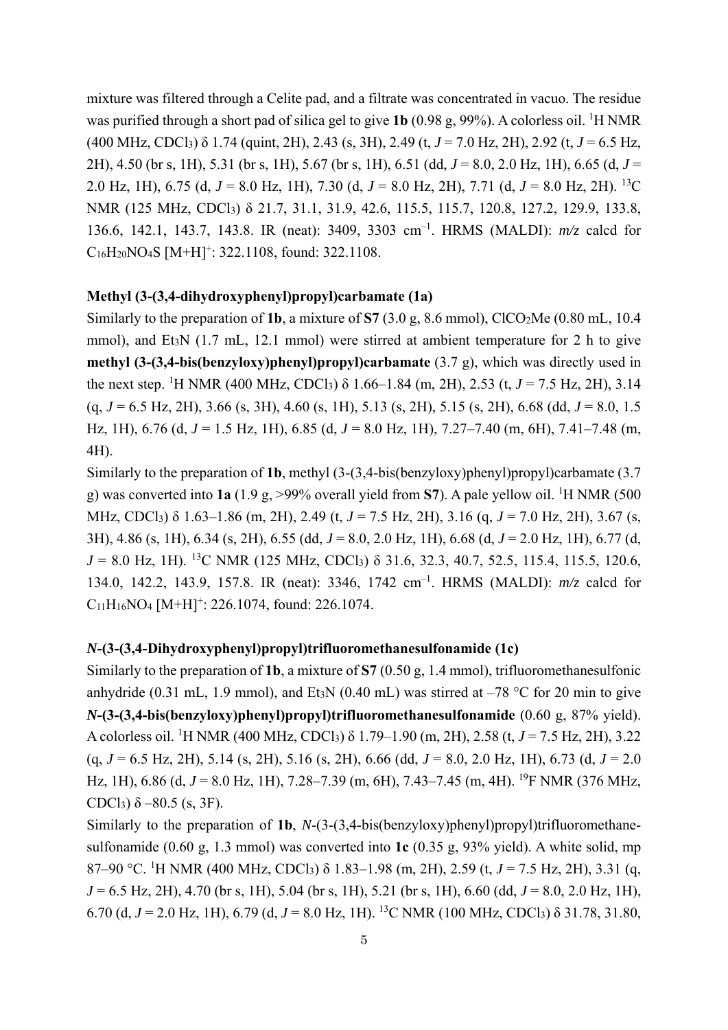mixture was filtered through a Celite pad, and a filtrate was concentrated in vacuo. The residue was purified through a short pad of silica gel to give **1b** (0.98 g, 99%). A colorless oil. $^1$H NMR (400 MHz, $CDCl_3$) δ 1.74 (quint, 2H), 2.43 (s, 3H), 2.49 (t, *J* = 7.0 Hz, 2H), 2.92 (t, *J* = 6.5 Hz, 2H), 4.50 (br s, 1H), 5.31 (br s, 1H), 5.67 (br s, 1H), 6.51 (dd, *J* = 8.0, 2.0 Hz, 1H), 6.65 (d, *J* = 2.0 Hz, 1H), 6.75 (d, *J* = 8.0 Hz, 1H), 7.30 (d, *J* = 8.0 Hz, 2H), 7.71 (d, *J* = 8.0 Hz, 2H). $^{13}$C NMR (125 MHz, $CDCl_3$) δ 21.7, 31.1, 31.9, 42.6, 115.5, 115.7, 120.8, 127.2, 129.9, 133.8, 136.6, 142.1, 143.7, 143.8. IR (neat): 3409, 3303 cm$^{-1}$. HRMS (MALDI): *m/z* calcd for $C_{16}H_{20}NO_4S$ [M+H]$^+$: 322.1108, found: 322.1108.

### Methyl (3-(3,4-dihydroxyphenyl)propyl)carbamate (1a)

Similarly to the preparation of **1b**, a mixture of **S7** (3.0 g, 8.6 mmol), $ClCO_2Me$ (0.80 mL, 10.4 mmol), and $Et_3N$ (1.7 mL, 12.1 mmol) were stirred at ambient temperature for 2 h to give **methyl (3-(3,4-bis(benzyloxy)phenyl)propyl)carbamate** (3.7 g), which was directly used in the next step. $^1$H NMR (400 MHz, $CDCl_3$) δ 1.66–1.84 (m, 2H), 2.53 (t, *J* = 7.5 Hz, 2H), 3.14 (q, *J* = 6.5 Hz, 2H), 3.66 (s, 3H), 4.60 (s, 1H), 5.13 (s, 2H), 5.15 (s, 2H), 6.68 (dd, *J* = 8.0, 1.5 Hz, 1H), 6.76 (d, *J* = 1.5 Hz, 1H), 6.85 (d, *J* = 8.0 Hz, 1H), 7.27–7.40 (m, 6H), 7.41–7.48 (m, 4H).

Similarly to the preparation of **1b**, methyl (3-(3,4-bis(benzyloxy)phenyl)propyl)carbamate (3.7 g) was converted into **1a** (1.9 g, >99% overall yield from **S7**). A pale yellow oil. $^1$H NMR (500 MHz, $CDCl_3$) δ 1.63–1.86 (m, 2H), 2.49 (t, *J* = 7.5 Hz, 2H), 3.16 (q, *J* = 7.0 Hz, 2H), 3.67 (s, 3H), 4.86 (s, 1H), 6.34 (s, 2H), 6.55 (dd, *J* = 8.0, 2.0 Hz, 1H), 6.68 (d, *J* = 2.0 Hz, 1H), 6.77 (d, *J* = 8.0 Hz, 1H). $^{13}$C NMR (125 MHz, $CDCl_3$) δ 31.6, 32.3, 40.7, 52.5, 115.4, 115.5, 120.6, 134.0, 142.2, 143.9, 157.8. IR (neat): 3346, 1742 cm$^{-1}$. HRMS (MALDI): *m/z* calcd for $C_{11}H_{16}NO_4$ [M+H]$^+$: 226.1074, found: 226.1074.

### *N*-(3-(3,4-Dihydroxyphenyl)propyl)trifluoromethanesulfonamide (1c)

Similarly to the preparation of **1b**, a mixture of **S7** (0.50 g, 1.4 mmol), trifluoromethanesulfonic anhydride (0.31 mL, 1.9 mmol), and $Et_3N$ (0.40 mL) was stirred at –78 °C for 20 min to give ***N*-(3-(3,4-bis(benzyloxy)phenyl)propyl)trifluoromethanesulfonamide** (0.60 g, 87% yield). A colorless oil. $^1$H NMR (400 MHz, $CDCl_3$) δ 1.79–1.90 (m, 2H), 2.58 (t, *J* = 7.5 Hz, 2H), 3.22 (q, *J* = 6.5 Hz, 2H), 5.14 (s, 2H), 5.16 (s, 2H), 6.66 (dd, *J* = 8.0, 2.0 Hz, 1H), 6.73 (d, *J* = 2.0 Hz, 1H), 6.86 (d, *J* = 8.0 Hz, 1H), 7.28–7.39 (m, 6H), 7.43–7.45 (m, 4H). $^{19}$F NMR (376 MHz, $CDCl_3$) δ –80.5 (s, 3F).

Similarly to the preparation of **1b**, *N*-(3-(3,4-bis(benzyloxy)phenyl)propyl)trifluoromethane-sulfonamide (0.60 g, 1.3 mmol) was converted into **1c** (0.35 g, 93% yield). A white solid, mp 87–90 °C. $^1$H NMR (400 MHz, $CDCl_3$) δ 1.83–1.98 (m, 2H), 2.59 (t, *J* = 7.5 Hz, 2H), 3.31 (q, *J* = 6.5 Hz, 2H), 4.70 (br s, 1H), 5.04 (br s, 1H), 5.21 (br s, 1H), 6.60 (dd, *J* = 8.0, 2.0 Hz, 1H), 6.70 (d, *J* = 2.0 Hz, 1H), 6.79 (d, *J* = 8.0 Hz, 1H). $^{13}$C NMR (100 MHz, $CDCl_3$) δ 31.78, 31.80,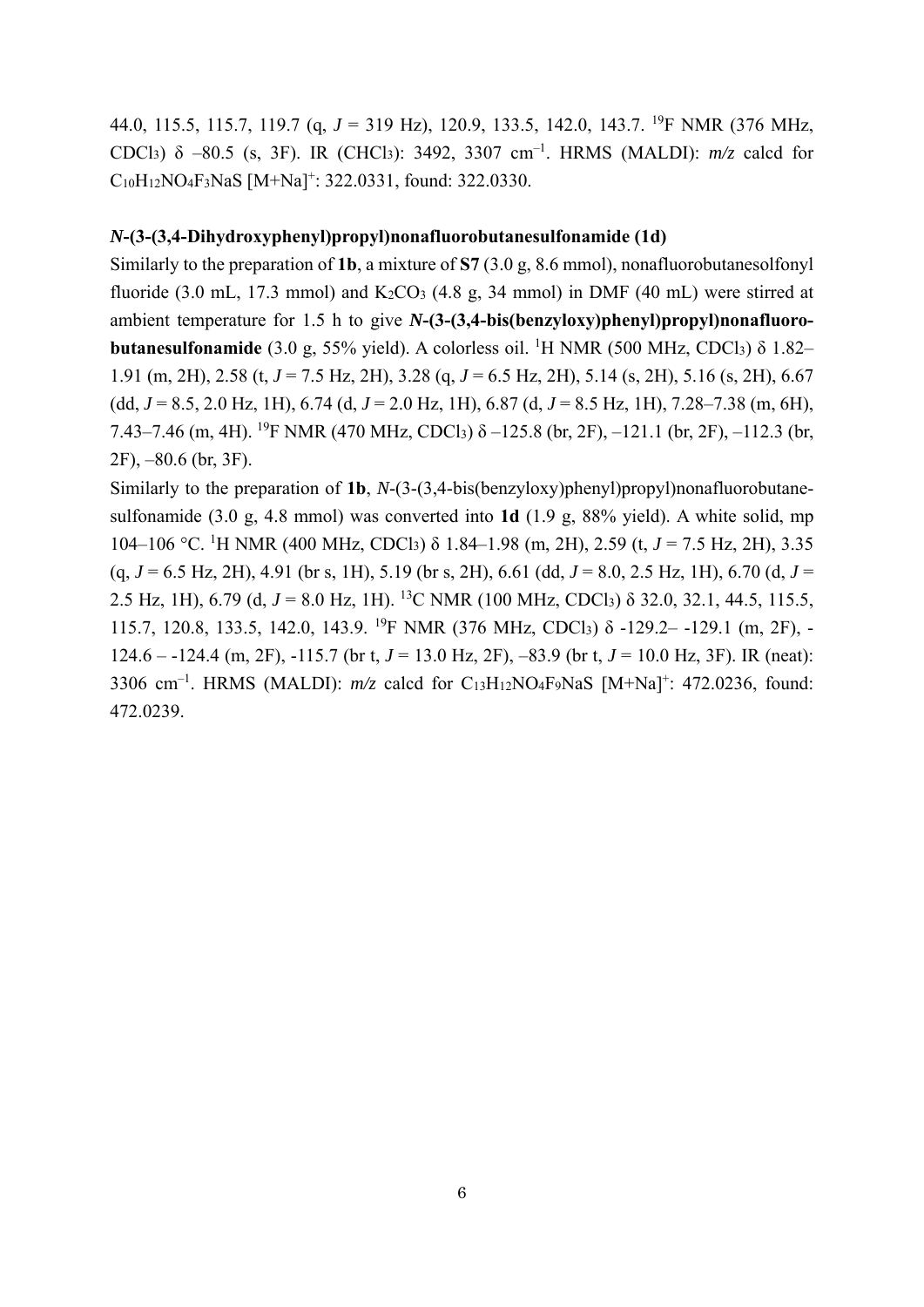44.0, 115.5, 115.7, 119.7 (q, *J* = 319 Hz), 120.9, 133.5, 142.0, 143.7. $^{19}$F NMR (376 MHz, $CDCl_3$) δ –80.5 (s, 3F). IR ($CHCl_3$): 3492, 3307 cm$^{-1}$. HRMS (MALDI): *m/z* calcd for $C_{10}H_{12}NO_4F_3NaS$ [M+Na]$^+$: 322.0331, found: 322.0330.

**_N_-(3-(3,4-Dihydroxyphenyl)propyl)nonafluorobutanesulfonamide (1d)**

Similarly to the preparation of **1b**, a mixture of **S7** (3.0 g, 8.6 mmol), nonafluorobutanesolfonyl fluoride (3.0 mL, 17.3 mmol) and $K_2CO_3$ (4.8 g, 34 mmol) in DMF (40 mL) were stirred at ambient temperature for 1.5 h to give **_N_-(3-(3,4-bis(benzyloxy)phenyl)propyl)nonafluoro-butanesulfonamide** (3.0 g, 55% yield). A colorless oil. $^1$H NMR (500 MHz, $CDCl_3$) δ 1.82–1.91 (m, 2H), 2.58 (t, *J* = 7.5 Hz, 2H), 3.28 (q, *J* = 6.5 Hz, 2H), 5.14 (s, 2H), 5.16 (s, 2H), 6.67 (dd, *J* = 8.5, 2.0 Hz, 1H), 6.74 (d, *J* = 2.0 Hz, 1H), 6.87 (d, *J* = 8.5 Hz, 1H), 7.28–7.38 (m, 6H), 7.43–7.46 (m, 4H). $^{19}$F NMR (470 MHz, $CDCl_3$) δ –125.8 (br, 2F), –121.1 (br, 2F), –112.3 (br, 2F), –80.6 (br, 3F).

Similarly to the preparation of **1b**, *N*-(3-(3,4-bis(benzyloxy)phenyl)propyl)nonafluorobutane-sulfonamide (3.0 g, 4.8 mmol) was converted into **1d** (1.9 g, 88% yield). A white solid, mp 104–106 °C. $^1$H NMR (400 MHz, $CDCl_3$) δ 1.84–1.98 (m, 2H), 2.59 (t, *J* = 7.5 Hz, 2H), 3.35 (q, *J* = 6.5 Hz, 2H), 4.91 (br s, 1H), 5.19 (br s, 2H), 6.61 (dd, *J* = 8.0, 2.5 Hz, 1H), 6.70 (d, *J* = 2.5 Hz, 1H), 6.79 (d, *J* = 8.0 Hz, 1H). $^{13}$C NMR (100 MHz, $CDCl_3$) δ 32.0, 32.1, 44.5, 115.5, 115.7, 120.8, 133.5, 142.0, 143.9. $^{19}$F NMR (376 MHz, $CDCl_3$) δ -129.2– -129.1 (m, 2F), -124.6 – -124.4 (m, 2F), -115.7 (br t, *J* = 13.0 Hz, 2F), –83.9 (br t, *J* = 10.0 Hz, 3F). IR (neat): 3306 cm$^{-1}$. HRMS (MALDI): *m/z* calcd for $C_{13}H_{12}NO_4F_9NaS$ [M+Na]$^+$: 472.0236, found: 472.0239.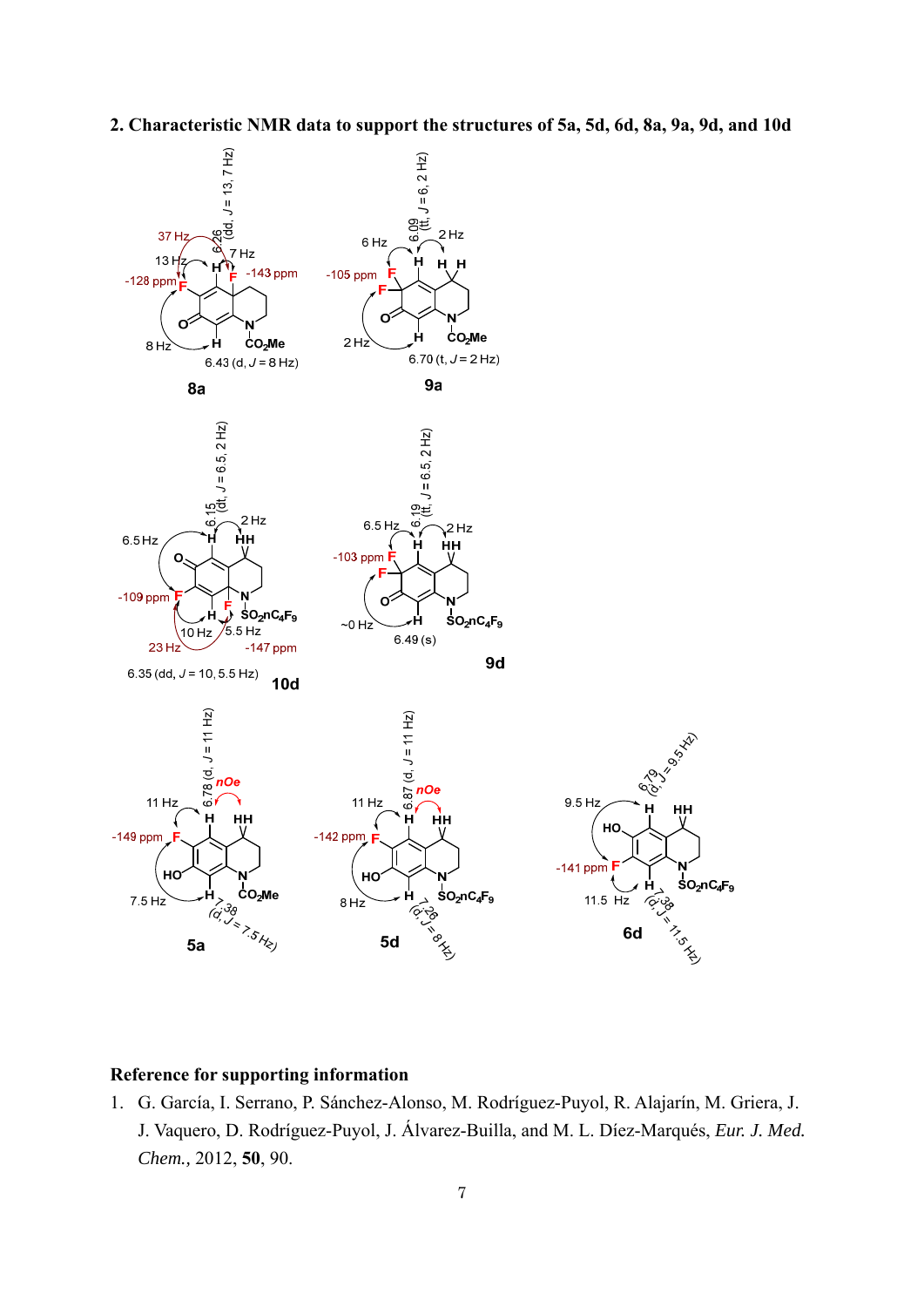## 2. Characteristic NMR data to support the structures of 5a, 5d, 6d, 8a, 9a, 9d, and 10d

6.26 (dd, $J$ = 13, 7 Hz)
37 Hz
13 Hz
7 Hz
-128 ppm
-143 ppm
8 Hz
6.43 (d, $J$ = 8 Hz)
**8a**

6.09 (tt, $J$ = 6, 2 Hz)
6 Hz
2 Hz
-105 ppm
2 Hz
6.70 (t, $J$ = 2 Hz)
**9a**

6.15 (dt, $J$ = 6.5, 2 Hz)
2 Hz
6.5 Hz
-109 ppm
10 Hz
5.5 Hz
23 Hz
-147 ppm
6.35 (dd, $J$ = 10, 5.5 Hz)
**10d**

6.19 (tt, $J$ = 6.5, 2 Hz)
6.5 Hz
2 Hz
-103 ppm
~0 Hz
6.49 (s)
**9d**

6.78 (d, $J$ = 11 Hz)
*nOe*
11 Hz
-149 ppm
7.5 Hz
7.38 (d, $J$ = 7.5 Hz)
**5a**

6.87 (d, $J$ = 11 Hz)
*nOe*
11 Hz
-142 ppm
8 Hz
7.26 (d, $J$ = 8 Hz)
**5d**

6.79 (d, $J$ = 9.5 Hz)
9.5 Hz
-141 ppm
11.5 Hz
7.38 (d, $J$ = 11.5 Hz)
**6d**

### Reference for supporting information

1. G. García, I. Serrano, P. Sánchez-Alonso, M. Rodríguez-Puyol, R. Alajarín, M. Griera, J. J. Vaquero, D. Rodríguez-Puyol, J. Álvarez-Builla, and M. L. Díez-Marqués, *Eur. J. Med. Chem.*, 2012, **50**, 90.